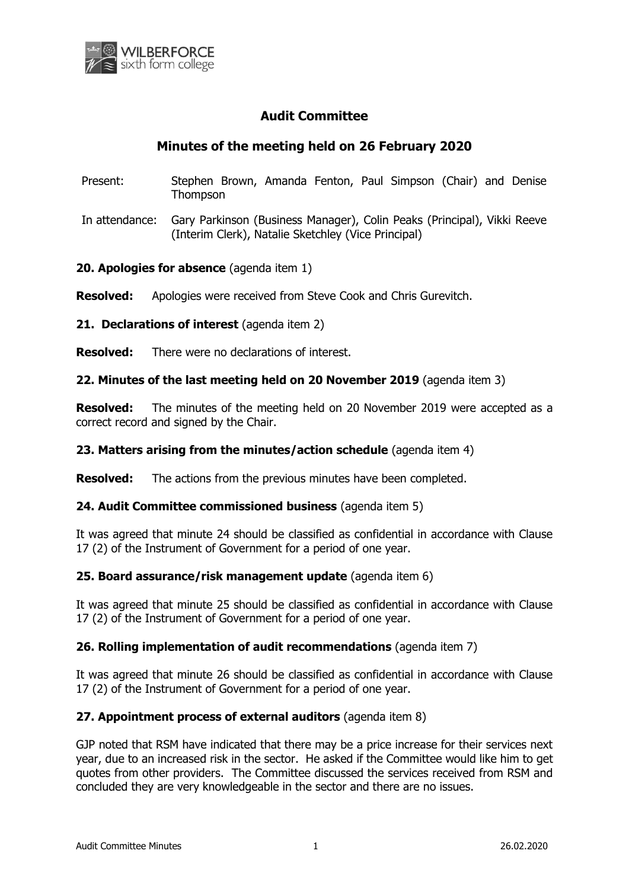# Audit Committee

## Minutes of the meeting held on 26 February 2020

| | |
|---|---|
| Present: | Stephen Brown, Amanda Fenton, Paul Simpson (Chair) and Denise Thompson |
| In attendance: | Gary Parkinson (Business Manager), Colin Peaks (Principal), Vikki Reeve (Interim Clerk), Natalie Sketchley (Vice Principal) |

**20. Apologies for absence** (agenda item 1)

**Resolved:** Apologies were received from Steve Cook and Chris Gurevitch.

**21. Declarations of interest** (agenda item 2)

**Resolved:** There were no declarations of interest.

**22. Minutes of the last meeting held on 20 November 2019** (agenda item 3)

**Resolved:** The minutes of the meeting held on 20 November 2019 were accepted as a correct record and signed by the Chair.

**23. Matters arising from the minutes/action schedule** (agenda item 4)

**Resolved:** The actions from the previous minutes have been completed.

**24. Audit Committee commissioned business** (agenda item 5)

It was agreed that minute 24 should be classified as confidential in accordance with Clause 17 (2) of the Instrument of Government for a period of one year.

**25. Board assurance/risk management update** (agenda item 6)

It was agreed that minute 25 should be classified as confidential in accordance with Clause 17 (2) of the Instrument of Government for a period of one year.

**26. Rolling implementation of audit recommendations** (agenda item 7)

It was agreed that minute 26 should be classified as confidential in accordance with Clause 17 (2) of the Instrument of Government for a period of one year.

**27. Appointment process of external auditors** (agenda item 8)

GJP noted that RSM have indicated that there may be a price increase for their services next year, due to an increased risk in the sector. He asked if the Committee would like him to get quotes from other providers. The Committee discussed the services received from RSM and concluded they are very knowledgeable in the sector and there are no issues.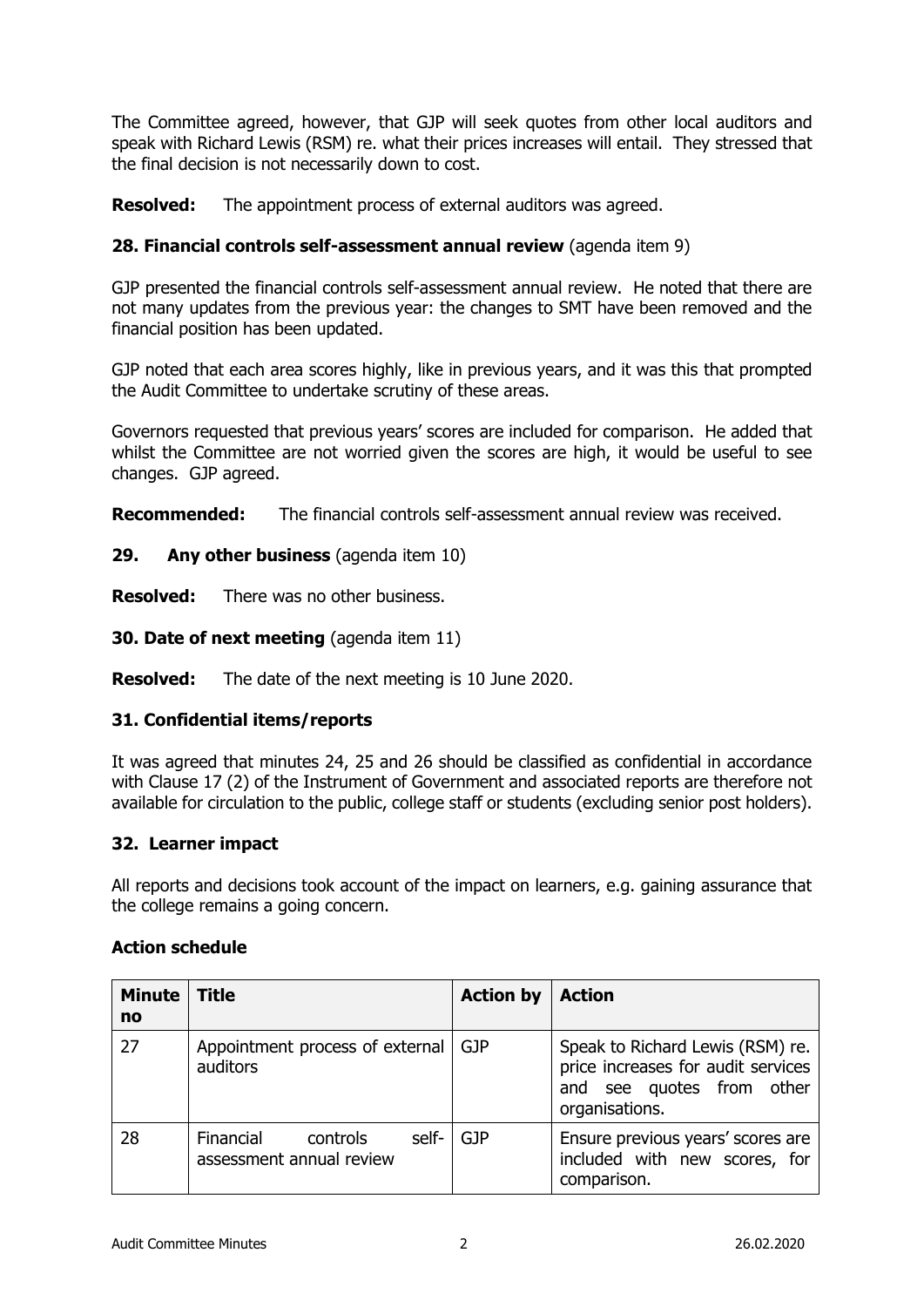The Committee agreed, however, that GJP will seek quotes from other local auditors and speak with Richard Lewis (RSM) re. what their prices increases will entail. They stressed that the final decision is not necessarily down to cost.

**Resolved:** The appointment process of external auditors was agreed.

### 28. Financial controls self-assessment annual review (agenda item 9)

GJP presented the financial controls self-assessment annual review. He noted that there are not many updates from the previous year: the changes to SMT have been removed and the financial position has been updated.

GJP noted that each area scores highly, like in previous years, and it was this that prompted the Audit Committee to undertake scrutiny of these areas.

Governors requested that previous years' scores are included for comparison. He added that whilst the Committee are not worried given the scores are high, it would be useful to see changes. GJP agreed.

**Recommended:** The financial controls self-assessment annual review was received.

### 29. Any other business (agenda item 10)

**Resolved:** There was no other business.

### 30. Date of next meeting (agenda item 11)

**Resolved:** The date of the next meeting is 10 June 2020.

### 31. Confidential items/reports

It was agreed that minutes 24, 25 and 26 should be classified as confidential in accordance with Clause 17 (2) of the Instrument of Government and associated reports are therefore not available for circulation to the public, college staff or students (excluding senior post holders).

### 32. Learner impact

All reports and decisions took account of the impact on learners, e.g. gaining assurance that the college remains a going concern.

### Action schedule

| Minute no | Title | Action by | Action |
|---|---|---|---|
| 27 | Appointment process of external auditors | GJP | Speak to Richard Lewis (RSM) re. price increases for audit services and see quotes from other organisations. |
| 28 | Financial controls self-assessment annual review | GJP | Ensure previous years' scores are included with new scores, for comparison. |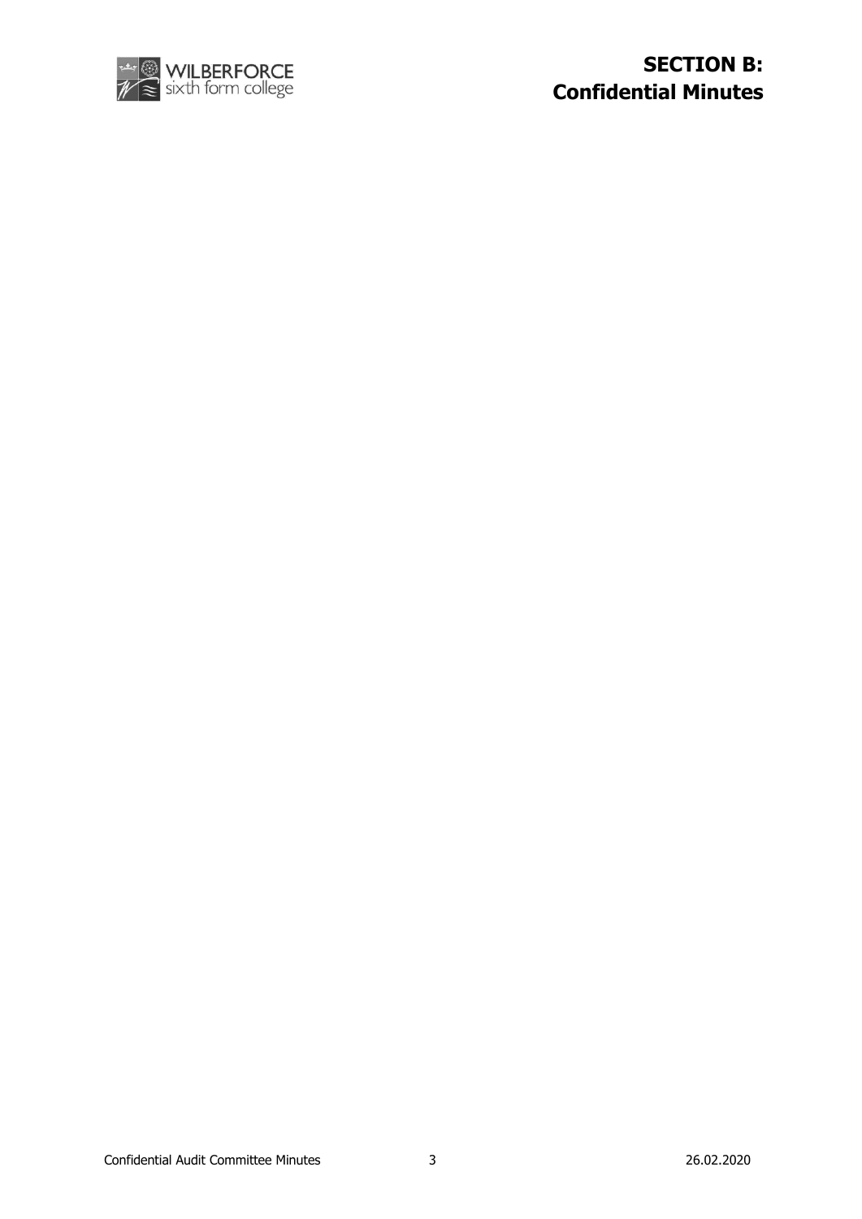# SECTION B: Confidential Minutes